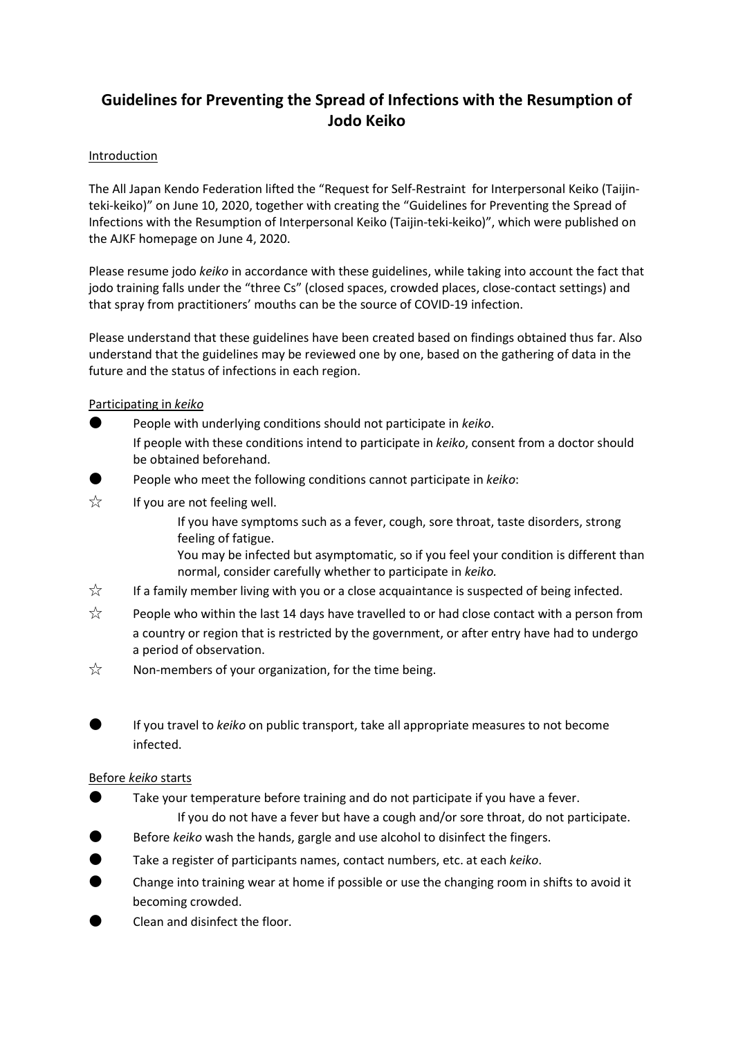# Guidelines for Preventing the Spread of Infections with the Resumption of Jodo Keiko

## Introduction

The All Japan Kendo Federation lifted the "Request for Self-Restraint for Interpersonal Keiko (Taijin-teki-keiko)" on June 10, 2020, together with creating the "Guidelines for Preventing the Spread of Infections with the Resumption of Interpersonal Keiko (Taijin-teki-keiko)", which were published on the AJKF homepage on June 4, 2020.

Please resume jodo *keiko* in accordance with these guidelines, while taking into account the fact that jodo training falls under the "three Cs" (closed spaces, crowded places, close-contact settings) and that spray from practitioners' mouths can be the source of COVID-19 infection.

Please understand that these guidelines have been created based on findings obtained thus far. Also understand that the guidelines may be reviewed one by one, based on the gathering of data in the future and the status of infections in each region.

## Participating in *keiko*

- People with underlying conditions should not participate in *keiko*.
  If people with these conditions intend to participate in *keiko*, consent from a doctor should be obtained beforehand.
- People who meet the following conditions cannot participate in *keiko*:

☆ If you are not feeling well.
  If you have symptoms such as a fever, cough, sore throat, taste disorders, strong feeling of fatigue.
  You may be infected but asymptomatic, so if you feel your condition is different than normal, consider carefully whether to participate in *keiko.*

☆ If a family member living with you or a close acquaintance is suspected of being infected.

☆ People who within the last 14 days have travelled to or had close contact with a person from a country or region that is restricted by the government, or after entry have had to undergo a period of observation.

☆ Non-members of your organization, for the time being.

- If you travel to *keiko* on public transport, take all appropriate measures to not become infected.

## Before *keiko* starts

- Take your temperature before training and do not participate if you have a fever.
  If you do not have a fever but have a cough and/or sore throat, do not participate.
- Before *keiko* wash the hands, gargle and use alcohol to disinfect the fingers.
- Take a register of participants names, contact numbers, etc. at each *keiko*.
- Change into training wear at home if possible or use the changing room in shifts to avoid it becoming crowded.
- Clean and disinfect the floor.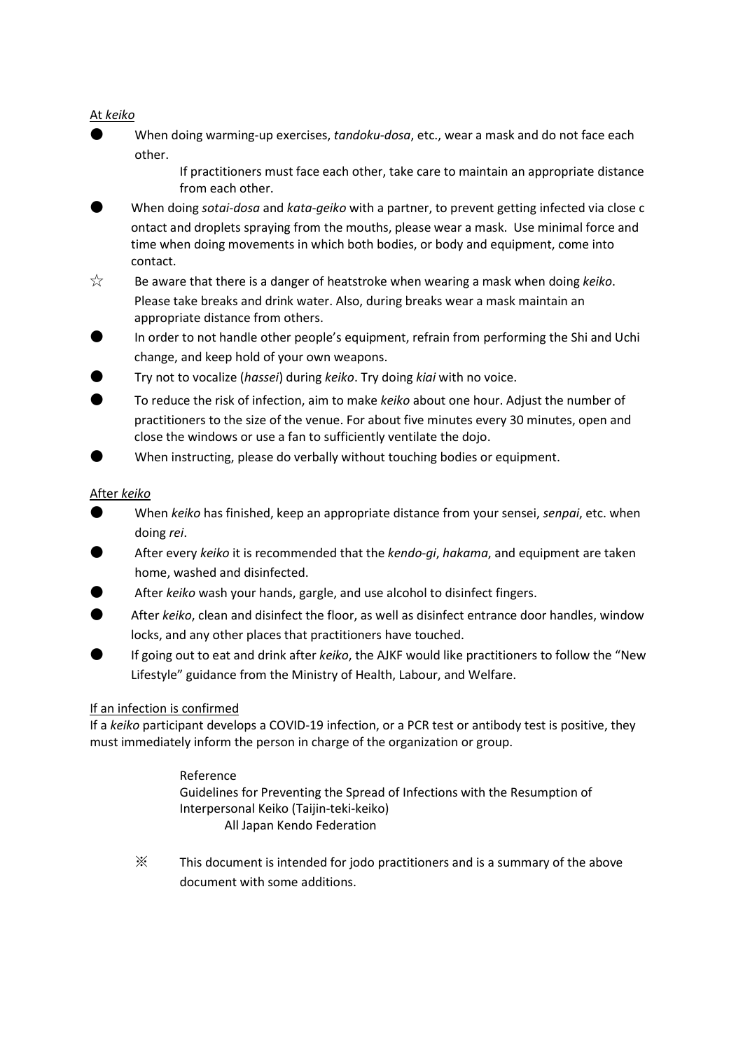At *keiko*

- When doing warming-up exercises, *tandoku-dosa*, etc., wear a mask and do not face each other.

  If practitioners must face each other, take care to maintain an appropriate distance from each other.
- When doing *sotai-dosa* and *kata-geiko* with a partner, to prevent getting infected via close c ontact and droplets spraying from the mouths, please wear a mask. Use minimal force and time when doing movements in which both bodies, or body and equipment, come into contact.

☆ Be aware that there is a danger of heatstroke when wearing a mask when doing *keiko*. Please take breaks and drink water. Also, during breaks wear a mask maintain an appropriate distance from others.

- In order to not handle other people's equipment, refrain from performing the Shi and Uchi change, and keep hold of your own weapons.
- Try not to vocalize (*hassei*) during *keiko*. Try doing *kiai* with no voice.
- To reduce the risk of infection, aim to make *keiko* about one hour. Adjust the number of practitioners to the size of the venue. For about five minutes every 30 minutes, open and close the windows or use a fan to sufficiently ventilate the dojo.
- When instructing, please do verbally without touching bodies or equipment.

After *keiko*

- When *keiko* has finished, keep an appropriate distance from your sensei, *senpai*, etc. when doing *rei*.
- After every *keiko* it is recommended that the *kendo-gi*, *hakama*, and equipment are taken home, washed and disinfected.
- After *keiko* wash your hands, gargle, and use alcohol to disinfect fingers.
- After *keiko*, clean and disinfect the floor, as well as disinfect entrance door handles, window locks, and any other places that practitioners have touched.
- If going out to eat and drink after *keiko*, the AJKF would like practitioners to follow the "New Lifestyle" guidance from the Ministry of Health, Labour, and Welfare.

If an infection is confirmed

If a *keiko* participant develops a COVID-19 infection, or a PCR test or antibody test is positive, they must immediately inform the person in charge of the organization or group.

Reference
Guidelines for Preventing the Spread of Infections with the Resumption of Interpersonal Keiko (Taijin-teki-keiko)
All Japan Kendo Federation

※ This document is intended for jodo practitioners and is a summary of the above document with some additions.